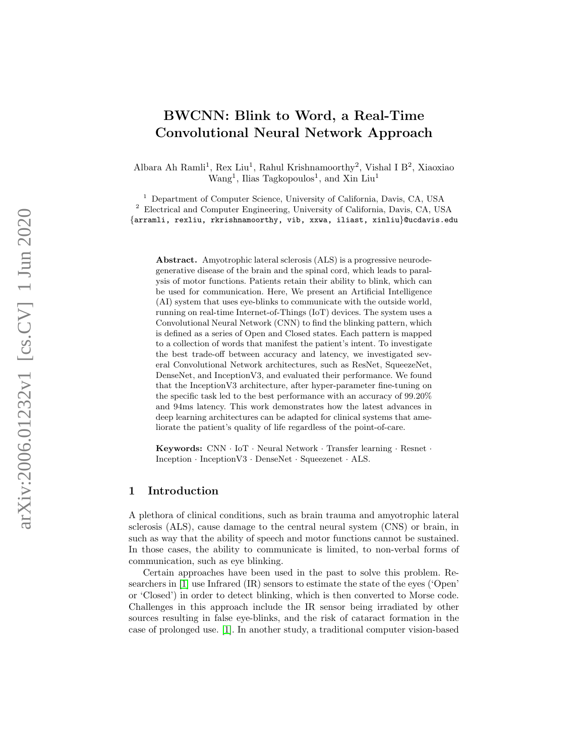# BWCNN: Blink to Word, a Real-Time Convolutional Neural Network Approach

Albara Ah Ramli[1], Rex Liu[1], Rahul Krishnamoorthy[2], Vishal I B[2], Xiaoxiao Wang[1], Ilias Tagkopoulos[1], and Xin Liu[1]

[1] Department of Computer Science, University of California, Davis, CA, USA
[2] Electrical and Computer Engineering, University of California, Davis, CA, USA
{arramli, rexliu, rkrishnamoorthy, vib, xxwa, iliast, xinliu}@ucdavis.edu

**Abstract.** Amyotrophic lateral sclerosis (ALS) is a progressive neurodegenerative disease of the brain and the spinal cord, which leads to paralysis of motor functions. Patients retain their ability to blink, which can be used for communication. Here, We present an Artificial Intelligence (AI) system that uses eye-blinks to communicate with the outside world, running on real-time Internet-of-Things (IoT) devices. The system uses a Convolutional Neural Network (CNN) to find the blinking pattern, which is defined as a series of Open and Closed states. Each pattern is mapped to a collection of words that manifest the patient's intent. To investigate the best trade-off between accuracy and latency, we investigated several Convolutional Network architectures, such as ResNet, SqueezeNet, DenseNet, and InceptionV3, and evaluated their performance. We found that the InceptionV3 architecture, after hyper-parameter fine-tuning on the specific task led to the best performance with an accuracy of 99.20% and 94ms latency. This work demonstrates how the latest advances in deep learning architectures can be adapted for clinical systems that ameliorate the patient's quality of life regardless of the point-of-care.

**Keywords:** CNN · IoT · Neural Network · Transfer learning · Resnet · Inception · InceptionV3 · DenseNet · Squeezenet · ALS.

## 1 Introduction

A plethora of clinical conditions, such as brain trauma and amyotrophic lateral sclerosis (ALS), cause damage to the central neural system (CNS) or brain, in such as way that the ability of speech and motor functions cannot be sustained. In those cases, the ability to communicate is limited, to non-verbal forms of communication, such as eye blinking.

Certain approaches have been used in the past to solve this problem. Researchers in [1] use Infrared (IR) sensors to estimate the state of the eyes ('Open' or 'Closed') in order to detect blinking, which is then converted to Morse code. Challenges in this approach include the IR sensor being irradiated by other sources resulting in false eye-blinks, and the risk of cataract formation in the case of prolonged use. [1]. In another study, a traditional computer vision-based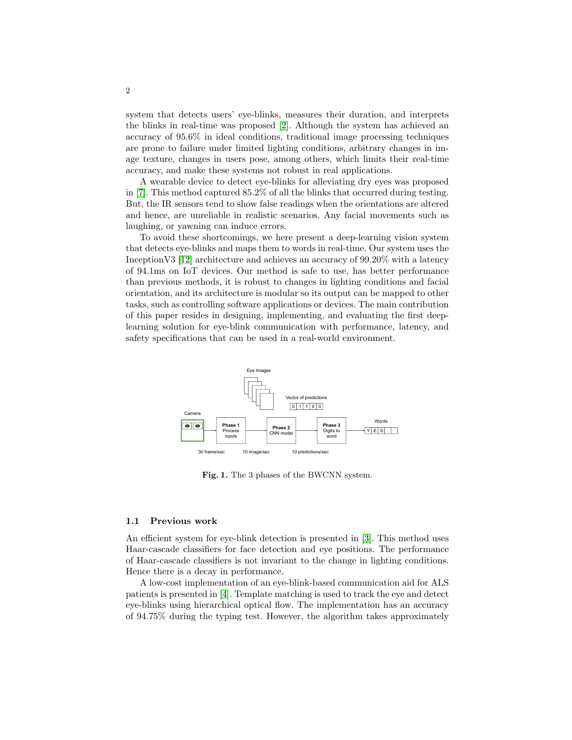system that detects users' eye-blinks, measures their duration, and interprets the blinks in real-time was proposed [2]. Although the system has achieved an accuracy of 95.6% in ideal conditions, traditional image processing techniques are prone to failure under limited lighting conditions, arbitrary changes in image texture, changes in users pose, among others, which limits their real-time accuracy, and make these systems not robust in real applications.

A wearable device to detect eye-blinks for alleviating dry eyes was proposed in [7]. This method captured 85.2% of all the blinks that occurred during testing. But, the IR sensors tend to show false readings when the orientations are altered and hence, are unreliable in realistic scenarios. Any facial movements such as laughing, or yawning can induce errors.

To avoid these shortcomings, we here present a deep-learning vision system that detects eye-blinks and maps them to words in real-time. Our system uses the InceptionV3 [12] architecture and achieves an accuracy of 99.20% with a latency of 94.1ms on IoT devices. Our method is safe to use, has better performance than previous methods, it is robust to changes in lighting conditions and facial orientation, and its architecture is modular so its output can be mapped to other tasks, such as controlling software applications or devices. The main contribution of this paper resides in designing, implementing, and evaluating the first deep-learning solution for eye-blink communication with performance, latency, and safety specifications that can be used in a real-world environment.

**Fig. 1.** The 3 phases of the BWCNN system.

### 1.1 Previous work

An efficient system for eye-blink detection is presented in [3]. This method uses Haar-cascade classifiers for face detection and eye positions. The performance of Haar-cascade classifiers is not invariant to the change in lighting conditions. Hence there is a decay in performance.

A low-cost implementation of an eye-blink-based communication aid for ALS patients is presented in [4]. Template matching is used to track the eye and detect eye-blinks using hierarchical optical flow. The implementation has an accuracy of 94.75% during the typing test. However, the algorithm takes approximately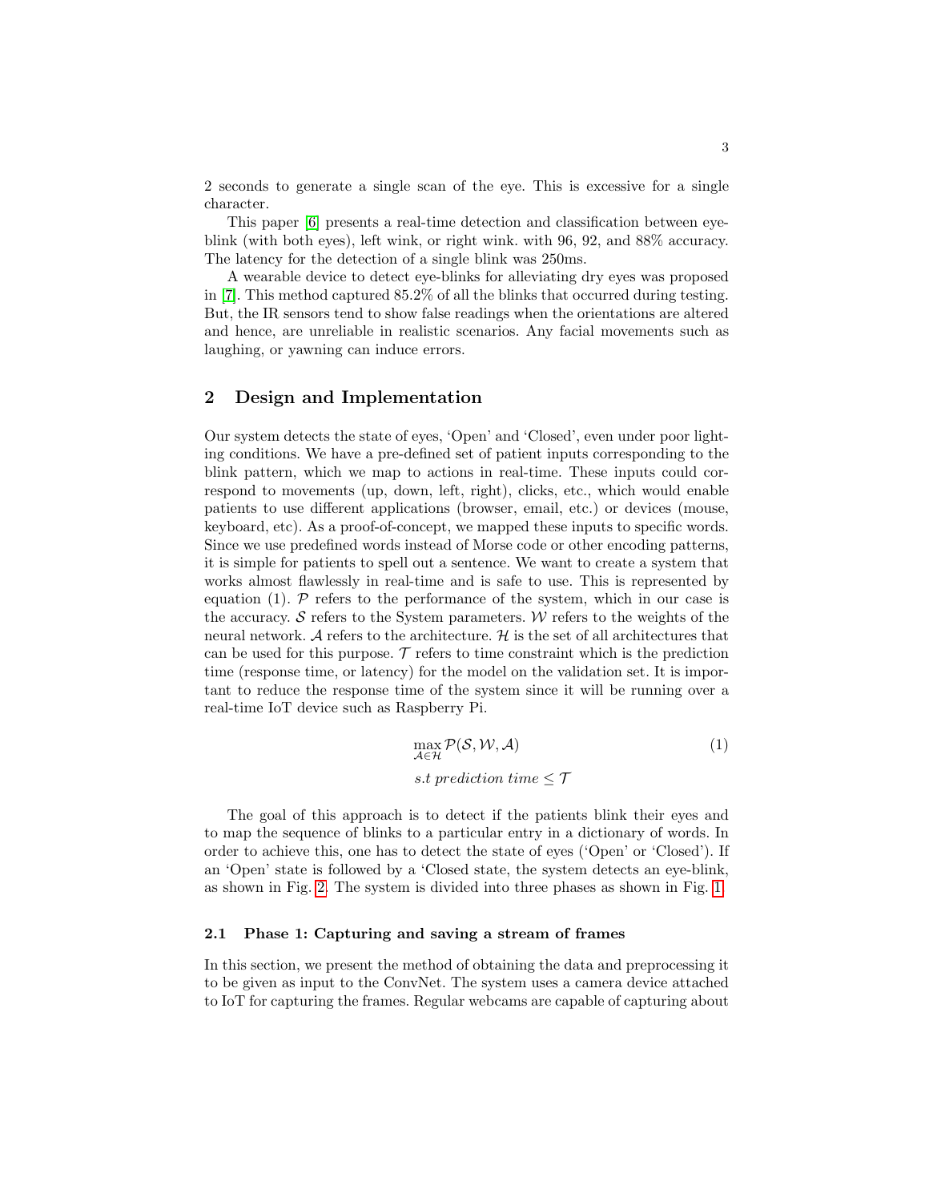2 seconds to generate a single scan of the eye. This is excessive for a single character.

This paper [6] presents a real-time detection and classification between eye-blink (with both eyes), left wink, or right wink. with 96, 92, and 88% accuracy. The latency for the detection of a single blink was 250ms.

A wearable device to detect eye-blinks for alleviating dry eyes was proposed in [7]. This method captured 85.2% of all the blinks that occurred during testing. But, the IR sensors tend to show false readings when the orientations are altered and hence, are unreliable in realistic scenarios. Any facial movements such as laughing, or yawning can induce errors.

## 2 Design and Implementation

Our system detects the state of eyes, 'Open' and 'Closed', even under poor lighting conditions. We have a pre-defined set of patient inputs corresponding to the blink pattern, which we map to actions in real-time. These inputs could correspond to movements (up, down, left, right), clicks, etc., which would enable patients to use different applications (browser, email, etc.) or devices (mouse, keyboard, etc). As a proof-of-concept, we mapped these inputs to specific words. Since we use predefined words instead of Morse code or other encoding patterns, it is simple for patients to spell out a sentence. We want to create a system that works almost flawlessly in real-time and is safe to use. This is represented by equation (1). $\mathcal{P}$ refers to the performance of the system, which in our case is the accuracy. $\mathcal{S}$ refers to the System parameters. $\mathcal{W}$ refers to the weights of the neural network. $\mathcal{A}$ refers to the architecture. $\mathcal{H}$ is the set of all architectures that can be used for this purpose. $\mathcal{T}$ refers to time constraint which is the prediction time (response time, or latency) for the model on the validation set. It is important to reduce the response time of the system since it will be running over a real-time IoT device such as Raspberry Pi.

$$
\begin{aligned}
&\max_{\mathcal{A} \in \mathcal{H}} \mathcal{P}(\mathcal{S}, \mathcal{W}, \mathcal{A}) \\
&s.t\ prediction\ time \leq \mathcal{T}
\end{aligned}
\tag{1}
$$

The goal of this approach is to detect if the patients blink their eyes and to map the sequence of blinks to a particular entry in a dictionary of words. In order to achieve this, one has to detect the state of eyes ('Open' or 'Closed'). If an 'Open' state is followed by a 'Closed state, the system detects an eye-blink, as shown in Fig. 2. The system is divided into three phases as shown in Fig. 1.

### 2.1 Phase 1: Capturing and saving a stream of frames

In this section, we present the method of obtaining the data and preprocessing it to be given as input to the ConvNet. The system uses a camera device attached to IoT for capturing the frames. Regular webcams are capable of capturing about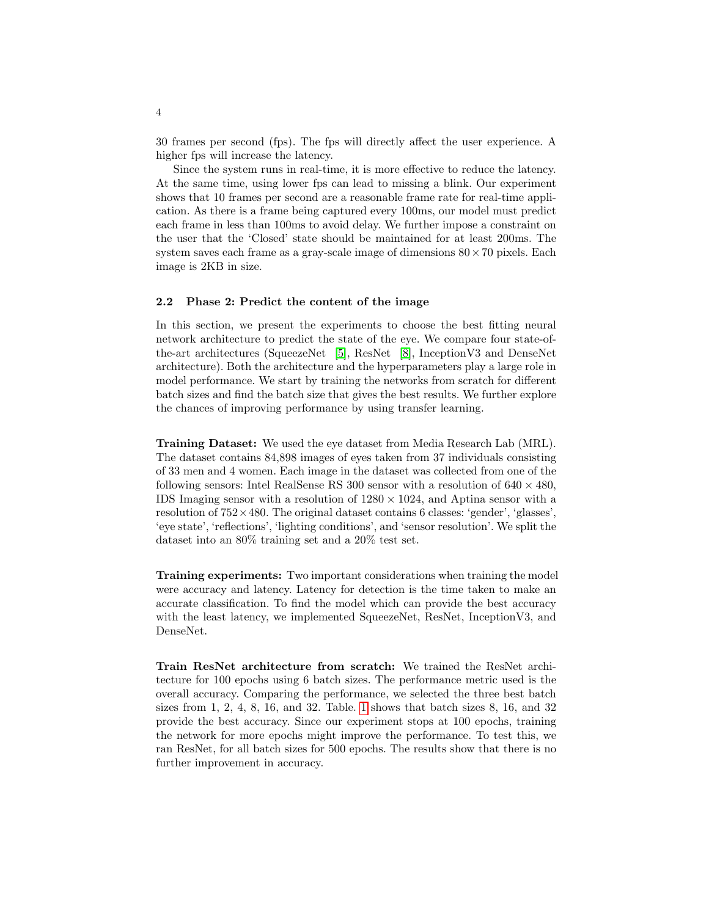30 frames per second (fps). The fps will directly affect the user experience. A higher fps will increase the latency.

Since the system runs in real-time, it is more effective to reduce the latency. At the same time, using lower fps can lead to missing a blink. Our experiment shows that 10 frames per second are a reasonable frame rate for real-time application. As there is a frame being captured every 100ms, our model must predict each frame in less than 100ms to avoid delay. We further impose a constraint on the user that the 'Closed' state should be maintained for at least 200ms. The system saves each frame as a gray-scale image of dimensions $80 \times 70$ pixels. Each image is 2KB in size.

### 2.2 Phase 2: Predict the content of the image

In this section, we present the experiments to choose the best fitting neural network architecture to predict the state of the eye. We compare four state-of-the-art architectures (SqueezeNet [5], ResNet [8], InceptionV3 and DenseNet architecture). Both the architecture and the hyperparameters play a large role in model performance. We start by training the networks from scratch for different batch sizes and find the batch size that gives the best results. We further explore the chances of improving performance by using transfer learning.

**Training Dataset:** We used the eye dataset from Media Research Lab (MRL). The dataset contains 84,898 images of eyes taken from 37 individuals consisting of 33 men and 4 women. Each image in the dataset was collected from one of the following sensors: Intel RealSense RS 300 sensor with a resolution of $640 \times 480$, IDS Imaging sensor with a resolution of $1280 \times 1024$, and Aptina sensor with a resolution of $752 \times 480$. The original dataset contains 6 classes: 'gender', 'glasses', 'eye state', 'reflections', 'lighting conditions', and 'sensor resolution'. We split the dataset into an 80% training set and a 20% test set.

**Training experiments:** Two important considerations when training the model were accuracy and latency. Latency for detection is the time taken to make an accurate classification. To find the model which can provide the best accuracy with the least latency, we implemented SqueezeNet, ResNet, InceptionV3, and DenseNet.

**Train ResNet architecture from scratch:** We trained the ResNet architecture for 100 epochs using 6 batch sizes. The performance metric used is the overall accuracy. Comparing the performance, we selected the three best batch sizes from 1, 2, 4, 8, 16, and 32. Table. 1 shows that batch sizes 8, 16, and 32 provide the best accuracy. Since our experiment stops at 100 epochs, training the network for more epochs might improve the performance. To test this, we ran ResNet, for all batch sizes for 500 epochs. The results show that there is no further improvement in accuracy.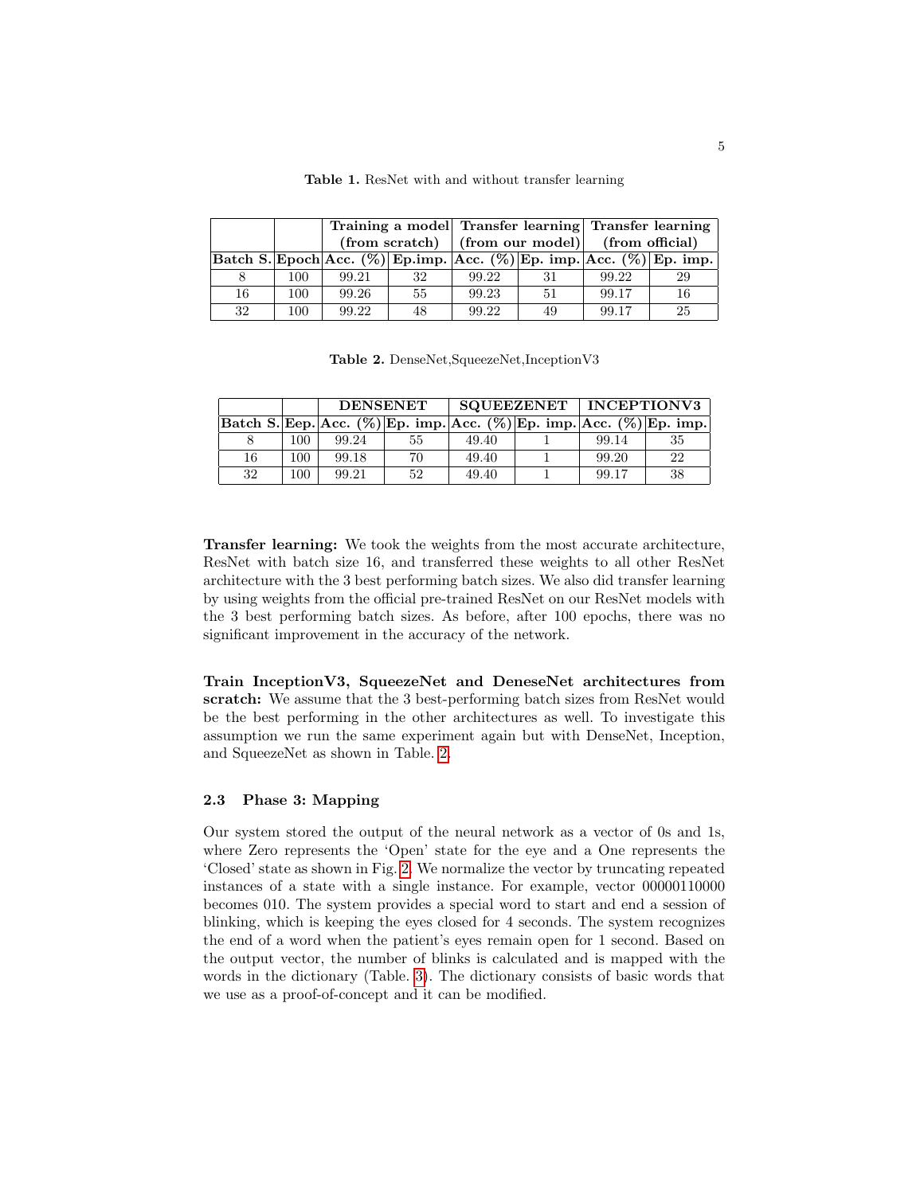**Table 1.** ResNet with and without transfer learning

| | | Training a model (from scratch) | | Transfer learning (from our model) | | Transfer learning (from official) | |
|---|---|---|---|---|---|---|---|
| **Batch S.** | **Epoch** | **Acc. (%)** | **Ep.imp.** | **Acc. (%)** | **Ep. imp.** | **Acc. (%)** | **Ep. imp.** |
| 8 | 100 | 99.21 | 32 | 99.22 | 31 | 99.22 | 29 |
| 16 | 100 | 99.26 | 55 | 99.23 | 51 | 99.17 | 16 |
| 32 | 100 | 99.22 | 48 | 99.22 | 49 | 99.17 | 25 |

**Table 2.** DenseNet,SqueezeNet,InceptionV3

| | | DENSENET | | SQUEEZENET | | INCEPTIONV3 | |
|---|---|---|---|---|---|---|---|
| **Batch S.** | **Eep.** | **Acc. (%)** | **Ep. imp.** | **Acc. (%)** | **Ep. imp.** | **Acc. (%)** | **Ep. imp.** |
| 8 | 100 | 99.24 | 55 | 49.40 | 1 | 99.14 | 35 |
| 16 | 100 | 99.18 | 70 | 49.40 | 1 | 99.20 | 22 |
| 32 | 100 | 99.21 | 52 | 49.40 | 1 | 99.17 | 38 |

**Transfer learning:** We took the weights from the most accurate architecture, ResNet with batch size 16, and transferred these weights to all other ResNet architecture with the 3 best performing batch sizes. We also did transfer learning by using weights from the official pre-trained ResNet on our ResNet models with the 3 best performing batch sizes. As before, after 100 epochs, there was no significant improvement in the accuracy of the network.

**Train InceptionV3, SqueezeNet and DeneseNet architectures from scratch:** We assume that the 3 best-performing batch sizes from ResNet would be the best performing in the other architectures as well. To investigate this assumption we run the same experiment again but with DenseNet, Inception, and SqueezeNet as shown in Table. 2.

### 2.3 Phase 3: Mapping

Our system stored the output of the neural network as a vector of 0s and 1s, where Zero represents the 'Open' state for the eye and a One represents the 'Closed' state as shown in Fig. 2. We normalize the vector by truncating repeated instances of a state with a single instance. For example, vector 00000110000 becomes 010. The system provides a special word to start and end a session of blinking, which is keeping the eyes closed for 4 seconds. The system recognizes the end of a word when the patient's eyes remain open for 1 second. Based on the output vector, the number of blinks is calculated and is mapped with the words in the dictionary (Table. 3). The dictionary consists of basic words that we use as a proof-of-concept and it can be modified.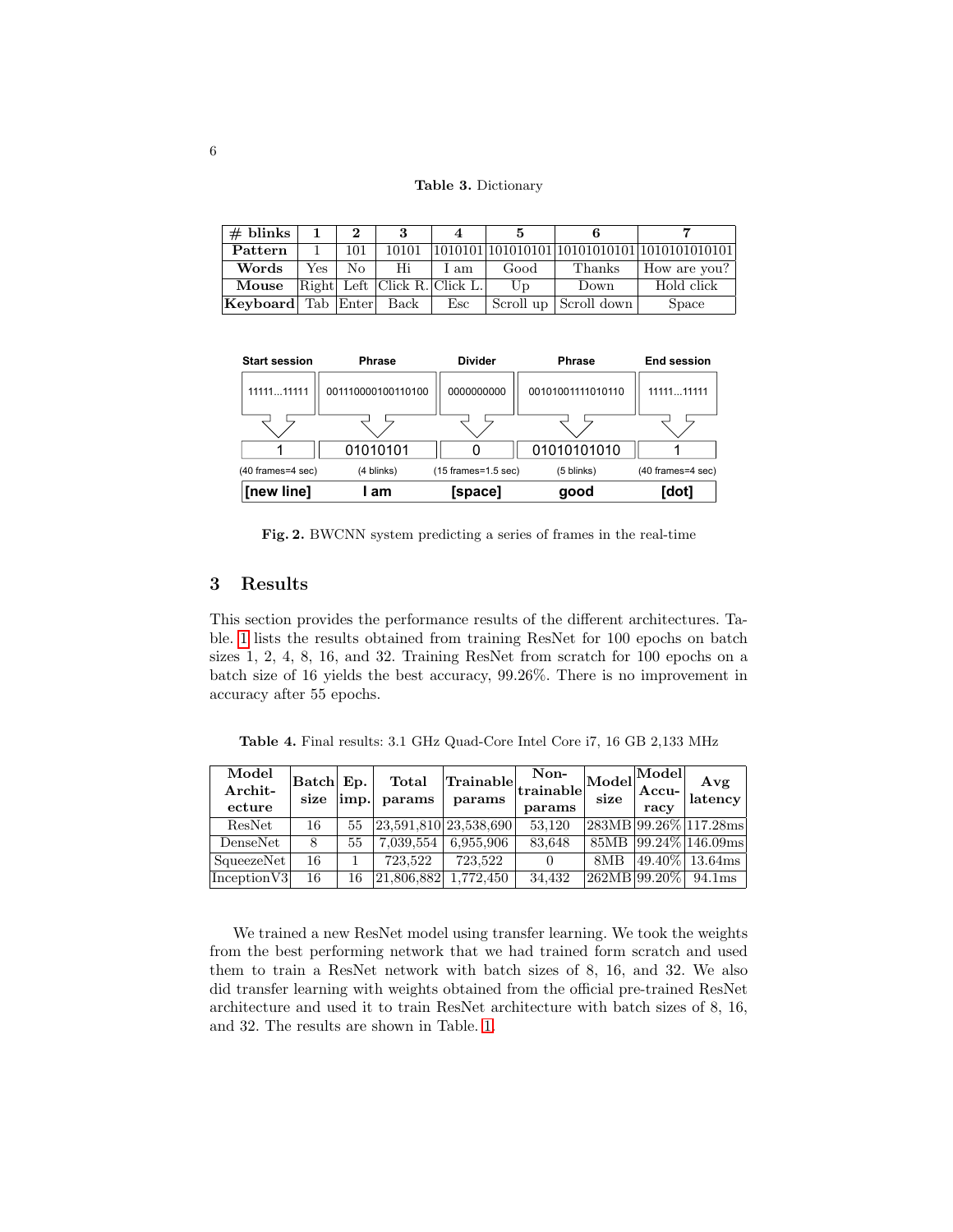**Table 3.** Dictionary

| # blinks | 1 | 2 | 3 | 4 | 5 | 6 | 7 |
|---|---|---|---|---|---|---|---|
| **Pattern** | 1 | 101 | 10101 | 1010101 | 101010101 | 10101010101 | 1010101010101 |
| **Words** | Yes | No | Hi | I am | Good | Thanks | How are you? |
| **Mouse** | Right | Left | Click R. | Click L. | Up | Down | Hold click |
| **Keyboard** | Tab | Enter | Back | Esc | Scroll up | Scroll down | Space |

| Start session | Phrase | Divider | Phrase | End session |
|---|---|---|---|---|
| 11111...11111 | 001110000100110100 | 0000000000 | 00101001111010110 | 11111...11111 |
| 1 | 01010101 | 0 | 01010101010 | 1 |
| (40 frames=4 sec) | (4 blinks) | (15 frames=1.5 sec) | (5 blinks) | (40 frames=4 sec) |
| [new line] | I am | [space] | good | [dot] |

**Fig. 2.** BWCNN system predicting a series of frames in the real-time

## 3 Results

This section provides the performance results of the different architectures. Table. 1 lists the results obtained from training ResNet for 100 epochs on batch sizes 1, 2, 4, 8, 16, and 32. Training ResNet from scratch for 100 epochs on a batch size of 16 yields the best accuracy, 99.26%. There is no improvement in accuracy after 55 epochs.

**Table 4.** Final results: 3.1 GHz Quad-Core Intel Core i7, 16 GB 2,133 MHz

| Model Architecture | Batch size | Ep. imp. | Total params | Trainable params | Non-trainable params | Model size | Model Accuracy | Avg latency |
|---|---|---|---|---|---|---|---|---|
| ResNet | 16 | 55 | 23,591,810 | 23,538,690 | 53,120 | 283MB | 99.26% | 117.28ms |
| DenseNet | 8 | 55 | 7,039,554 | 6,955,906 | 83,648 | 85MB | 99.24% | 146.09ms |
| SqueezeNet | 16 | 1 | 723,522 | 723,522 | 0 | 8MB | 49.40% | 13.64ms |
| InceptionV3 | 16 | 16 | 21,806,882 | 1,772,450 | 34,432 | 262MB | 99.20% | 94.1ms |

We trained a new ResNet model using transfer learning. We took the weights from the best performing network that we had trained form scratch and used them to train a ResNet network with batch sizes of 8, 16, and 32. We also did transfer learning with weights obtained from the official pre-trained ResNet architecture and used it to train ResNet architecture with batch sizes of 8, 16, and 32. The results are shown in Table. 1.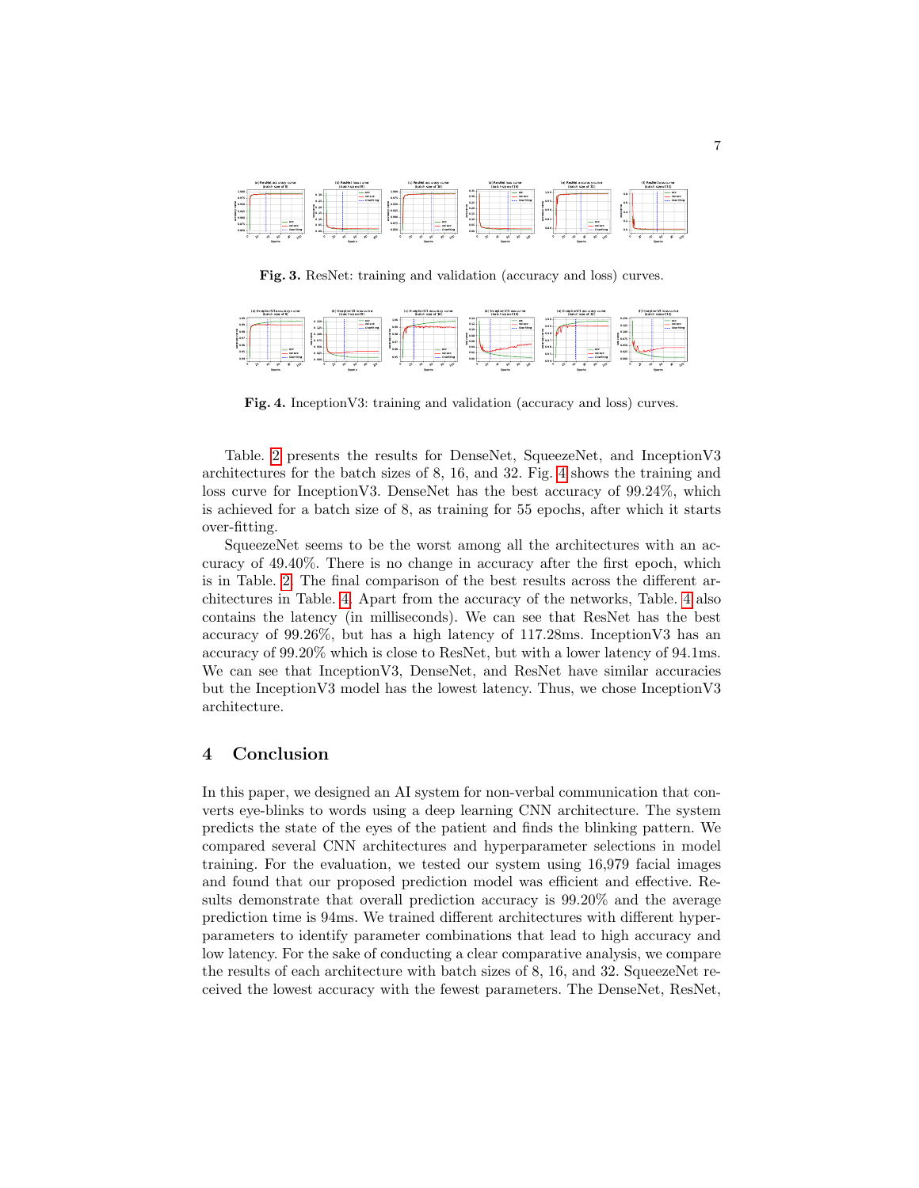**Fig. 3.** ResNet: training and validation (accuracy and loss) curves.

**Fig. 4.** InceptionV3: training and validation (accuracy and loss) curves.

Table. 2 presents the results for DenseNet, SqueezeNet, and InceptionV3 architectures for the batch sizes of 8, 16, and 32. Fig. 4 shows the training and loss curve for InceptionV3. DenseNet has the best accuracy of 99.24%, which is achieved for a batch size of 8, as training for 55 epochs, after which it starts over-fitting.

SqueezeNet seems to be the worst among all the architectures with an accuracy of 49.40%. There is no change in accuracy after the first epoch, which is in Table. 2. The final comparison of the best results across the different architectures in Table. 4. Apart from the accuracy of the networks, Table. 4 also contains the latency (in milliseconds). We can see that ResNet has the best accuracy of 99.26%, but has a high latency of 117.28ms. InceptionV3 has an accuracy of 99.20% which is close to ResNet, but with a lower latency of 94.1ms. We can see that InceptionV3, DenseNet, and ResNet have similar accuracies but the InceptionV3 model has the lowest latency. Thus, we chose InceptionV3 architecture.

## 4 Conclusion

In this paper, we designed an AI system for non-verbal communication that converts eye-blinks to words using a deep learning CNN architecture. The system predicts the state of the eyes of the patient and finds the blinking pattern. We compared several CNN architectures and hyperparameter selections in model training. For the evaluation, we tested our system using 16,979 facial images and found that our proposed prediction model was efficient and effective. Results demonstrate that overall prediction accuracy is 99.20% and the average prediction time is 94ms. We trained different architectures with different hyperparameters to identify parameter combinations that lead to high accuracy and low latency. For the sake of conducting a clear comparative analysis, we compare the results of each architecture with batch sizes of 8, 16, and 32. SqueezeNet received the lowest accuracy with the fewest parameters. The DenseNet, ResNet,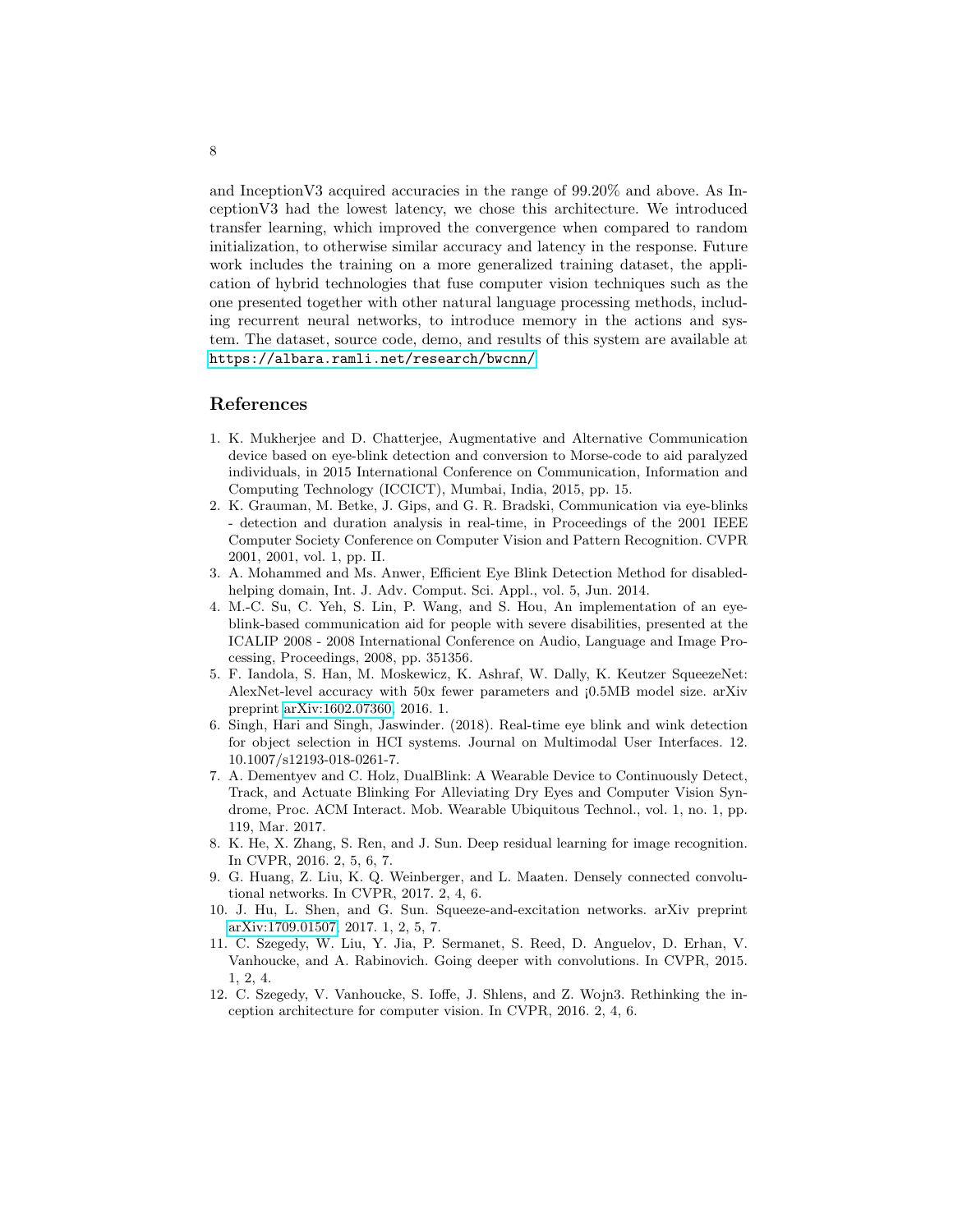and InceptionV3 acquired accuracies in the range of 99.20% and above. As InceptionV3 had the lowest latency, we chose this architecture. We introduced transfer learning, which improved the convergence when compared to random initialization, to otherwise similar accuracy and latency in the response. Future work includes the training on a more generalized training dataset, the application of hybrid technologies that fuse computer vision techniques such as the one presented together with other natural language processing methods, including recurrent neural networks, to introduce memory in the actions and system. The dataset, source code, demo, and results of this system are available at https://albara.ramli.net/research/bwcnn/

## References

1. K. Mukherjee and D. Chatterjee, Augmentative and Alternative Communication device based on eye-blink detection and conversion to Morse-code to aid paralyzed individuals, in 2015 International Conference on Communication, Information and Computing Technology (ICCICT), Mumbai, India, 2015, pp. 15.
2. K. Grauman, M. Betke, J. Gips, and G. R. Bradski, Communication via eye-blinks - detection and duration analysis in real-time, in Proceedings of the 2001 IEEE Computer Society Conference on Computer Vision and Pattern Recognition. CVPR 2001, 2001, vol. 1, pp. II.
3. A. Mohammed and Ms. Anwer, Efficient Eye Blink Detection Method for disabled-helping domain, Int. J. Adv. Comput. Sci. Appl., vol. 5, Jun. 2014.
4. M.-C. Su, C. Yeh, S. Lin, P. Wang, and S. Hou, An implementation of an eye-blink-based communication aid for people with severe disabilities, presented at the ICALIP 2008 - 2008 International Conference on Audio, Language and Image Processing, Proceedings, 2008, pp. 351356.
5. F. Iandola, S. Han, M. Moskewicz, K. Ashraf, W. Dally, K. Keutzer SqueezeNet: AlexNet-level accuracy with 50x fewer parameters and ¡0.5MB model size. arXiv preprint arXiv:1602.07360, 2016. 1.
6. Singh, Hari and Singh, Jaswinder. (2018). Real-time eye blink and wink detection for object selection in HCI systems. Journal on Multimodal User Interfaces. 12. 10.1007/s12193-018-0261-7.
7. A. Dementyev and C. Holz, DualBlink: A Wearable Device to Continuously Detect, Track, and Actuate Blinking For Alleviating Dry Eyes and Computer Vision Syndrome, Proc. ACM Interact. Mob. Wearable Ubiquitous Technol., vol. 1, no. 1, pp. 119, Mar. 2017.
8. K. He, X. Zhang, S. Ren, and J. Sun. Deep residual learning for image recognition. In CVPR, 2016. 2, 5, 6, 7.
9. G. Huang, Z. Liu, K. Q. Weinberger, and L. Maaten. Densely connected convolutional networks. In CVPR, 2017. 2, 4, 6.
10. J. Hu, L. Shen, and G. Sun. Squeeze-and-excitation networks. arXiv preprint arXiv:1709.01507, 2017. 1, 2, 5, 7.
11. C. Szegedy, W. Liu, Y. Jia, P. Sermanet, S. Reed, D. Anguelov, D. Erhan, V. Vanhoucke, and A. Rabinovich. Going deeper with convolutions. In CVPR, 2015. 1, 2, 4.
12. C. Szegedy, V. Vanhoucke, S. Ioffe, J. Shlens, and Z. Wojn3. Rethinking the inception architecture for computer vision. In CVPR, 2016. 2, 4, 6.